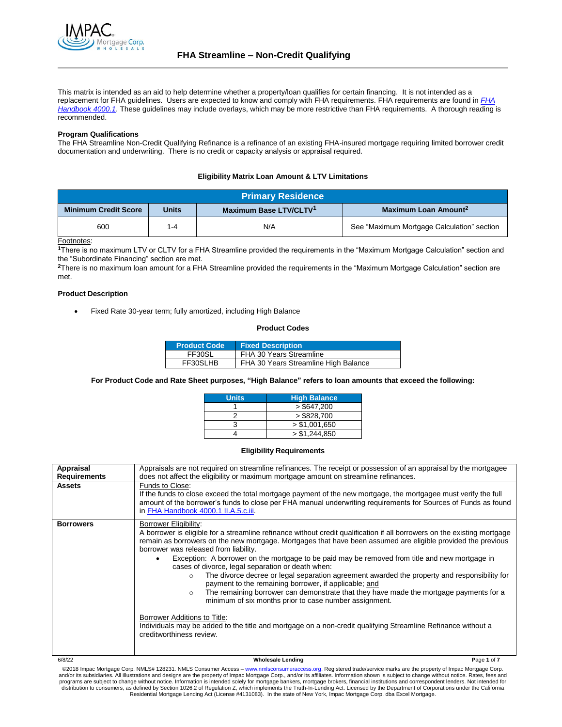# FHA Streamline – Non-Credit Qualifying

This matrix is intended as an aid to help determine whether a property/loan qualifies for certain financing. It is not intended as a replacement for FHA guidelines. Users are expected to know and comply with FHA requirements. FHA requirements are found in *FHA Handbook 4000.1*. These guidelines may include overlays, which may be more restrictive than FHA requirements. A thorough reading is recommended.

**Program Qualifications**

The FHA Streamline Non-Credit Qualifying Refinance is a refinance of an existing FHA-insured mortgage requiring limited borrower credit documentation and underwriting. There is no credit or capacity analysis or appraisal required.

**Eligibility Matrix Loan Amount & LTV Limitations**

| Primary Residence | | | |
|---|---|---|---|
| **Minimum Credit Score** | **Units** | **Maximum Base LTV/CLTV[1]** | **Maximum Loan Amount[2]** |
| 600 | 1-4 | N/A | See "Maximum Mortgage Calculation" section |

Footnotes:

[1]There is no maximum LTV or CLTV for a FHA Streamline provided the requirements in the "Maximum Mortgage Calculation" section and the "Subordinate Financing" section are met.

[2]There is no maximum loan amount for a FHA Streamline provided the requirements in the "Maximum Mortgage Calculation" section are met.

**Product Description**

- Fixed Rate 30-year term; fully amortized, including High Balance

**Product Codes**

| Product Code | Fixed Description |
|---|---|
| FF30SL | FHA 30 Years Streamline |
| FF30SLHB | FHA 30 Years Streamline High Balance |

**For Product Code and Rate Sheet purposes, "High Balance" refers to loan amounts that exceed the following:**

| Units | High Balance |
|---|---|
| 1 | > $647,200 |
| 2 | > $828,700 |
| 3 | > $1,001,650 |
| 4 | > $1,244,850 |

**Eligibility Requirements**

| | |
|---|---|
| **Appraisal Requirements** | Appraisals are not required on streamline refinances. The receipt or possession of an appraisal by the mortgagee does not affect the eligibility or maximum mortgage amount on streamline refinances. |
| **Assets** | Funds to Close:<br>If the funds to close exceed the total mortgage payment of the new mortgage, the mortgagee must verify the full amount of the borrower's funds to close per FHA manual underwriting requirements for Sources of Funds as found in FHA Handbook 4000.1 II.A.5.c.iii. |
| **Borrowers** | Borrower Eligibility:<br>A borrower is eligible for a streamline refinance without credit qualification if all borrowers on the existing mortgage remain as borrowers on the new mortgage. Mortgages that have been assumed are eligible provided the previous borrower was released from liability.<br>• Exception: A borrower on the mortgage to be paid may be removed from title and new mortgage in cases of divorce, legal separation or death when:<br>  ○ The divorce decree or legal separation agreement awarded the property and responsibility for payment to the remaining borrower, if applicable; and<br>  ○ The remaining borrower can demonstrate that they have made the mortgage payments for a minimum of six months prior to case number assignment.<br><br>Borrower Additions to Title:<br>Individuals may be added to the title and mortgage on a non-credit qualifying Streamline Refinance without a creditworthiness review. |

©2018 Impac Mortgage Corp. NMLS# 128231. NMLS Consumer Access – www.nmlsconsumeraccess.org. Registered trade/service marks are the property of Impac Mortgage Corp. and/or its subsidiaries. All illustrations and designs are the property of Impac Mortgage Corp., and/or its affiliates. Information shown is subject to change without notice. Rates, fees and programs are subject to change without notice. Information is intended solely for mortgage bankers, mortgage brokers, financial institutions and correspondent lenders. Not intended for distribution to consumers, as defined by Section 1026.2 of Regulation Z, which implements the Truth-In-Lending Act. Licensed by the Department of Corporations under the California Residential Mortgage Lending Act (License #4131083). In the state of New York, Impac Mortgage Corp. dba Excel Mortgage.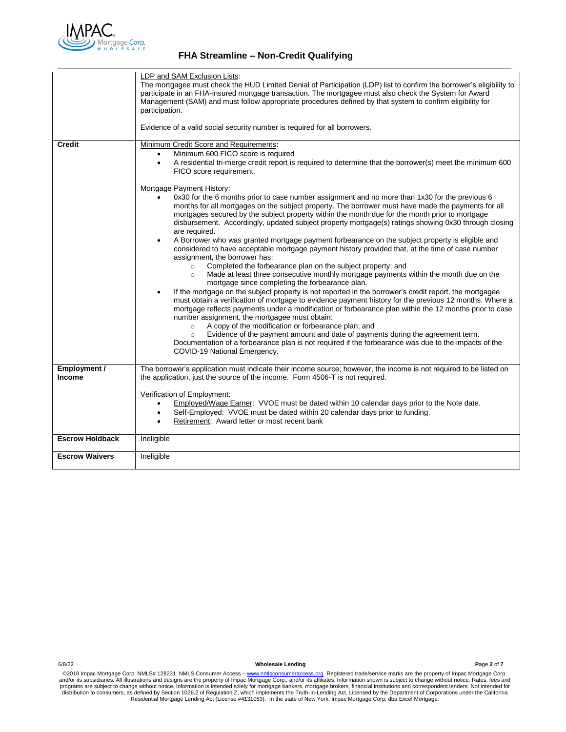# FHA Streamline – Non-Credit Qualifying

| | |
|---|---|
| | LDP and SAM Exclusion Lists:<br>The mortgagee must check the HUD Limited Denial of Participation (LDP) list to confirm the borrower's eligibility to participate in an FHA-insured mortgage transaction. The mortgagee must also check the System for Award Management (SAM) and must follow appropriate procedures defined by that system to confirm eligibility for participation.<br><br>Evidence of a valid social security number is required for all borrowers. |
| **Credit** | Minimum Credit Score and Requirements**:**<br>• Minimum 600 FICO score is required<br>• A residential tri-merge credit report is required to determine that the borrower(s) meet the minimum 600 FICO score requirement.<br><br>Mortgage Payment History:<br>• 0x30 for the 6 months prior to case number assignment and no more than 1x30 for the previous 6 months for all mortgages on the subject property. The borrower must have made the payments for all mortgages secured by the subject property within the month due for the month prior to mortgage disbursement. Accordingly, updated subject property mortgage(s) ratings showing 0x30 through closing are required.<br>• A Borrower who was granted mortgage payment forbearance on the subject property is eligible and considered to have acceptable mortgage payment history provided that, at the time of case number assignment, the borrower has:<br>  ○ Completed the forbearance plan on the subject property; and<br>  ○ Made at least three consecutive monthly mortgage payments within the month due on the mortgage since completing the forbearance plan.<br>• If the mortgage on the subject property is not reported in the borrower's credit report, the mortgagee must obtain a verification of mortgage to evidence payment history for the previous 12 months. Where a mortgage reflects payments under a modification or forbearance plan within the 12 months prior to case number assignment, the mortgagee must obtain:<br>  ○ A copy of the modification or forbearance plan; and<br>  ○ Evidence of the payment amount and date of payments during the agreement term.<br>Documentation of a forbearance plan is not required if the forbearance was due to the impacts of the COVID-19 National Emergency. |
| **Employment / Income** | The borrower's application must indicate their income source; however, the income is not required to be listed on the application, just the source of the income. Form 4506-T is not required.<br><br>Verification of Employment:<br>• Employed/Wage Earner: VVOE must be dated within 10 calendar days prior to the Note date.<br>• Self-Employed: VVOE must be dated within 20 calendar days prior to funding.<br>• Retirement: Award letter or most recent bank |
| **Escrow Holdback** | Ineligible |
| **Escrow Waivers** | Ineligible |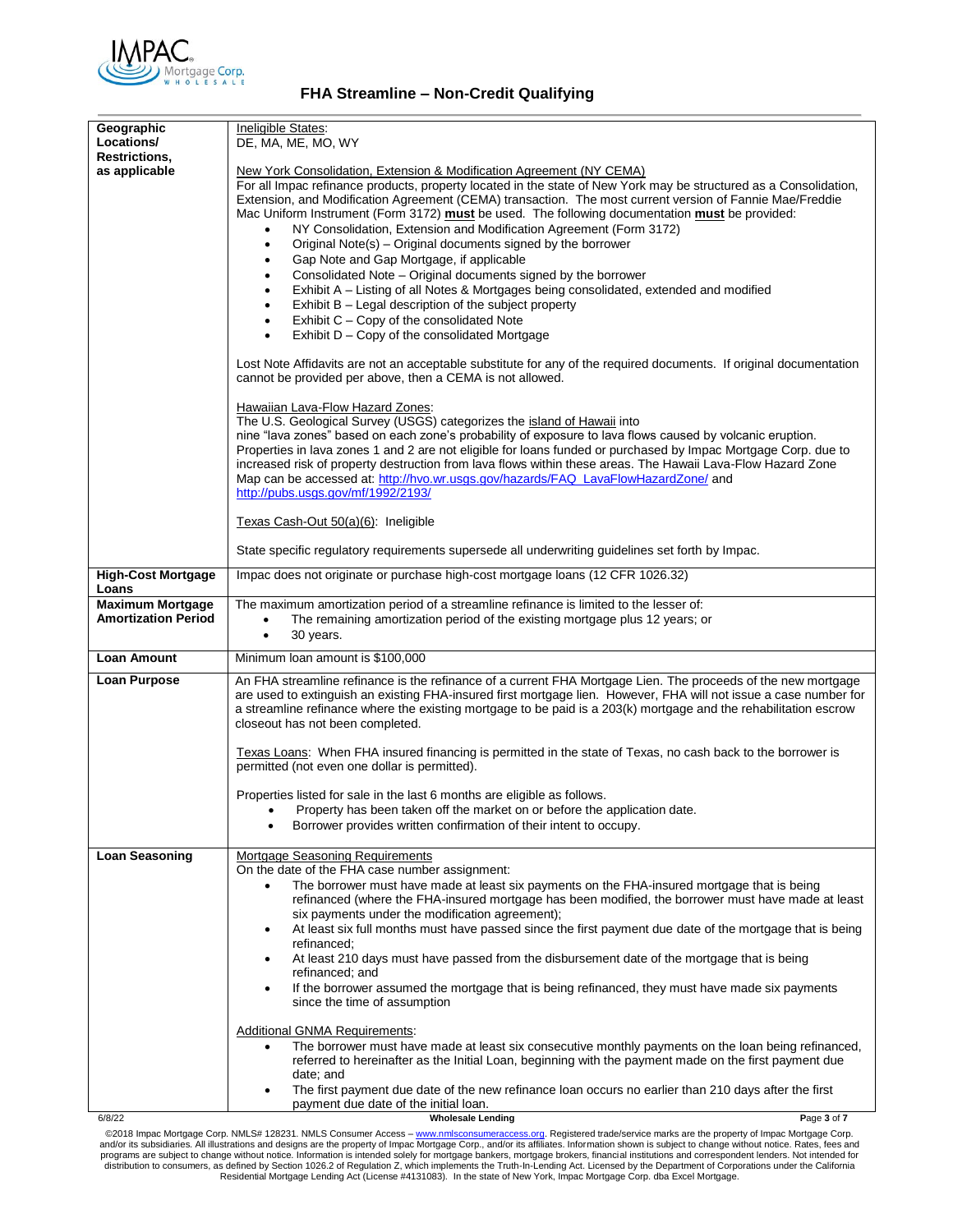# FHA Streamline – Non-Credit Qualifying

| | |
|---|---|
| **Geographic Locations/ Restrictions, as applicable** | Ineligible States:<br>DE, MA, ME, MO, WY<br><br>New York Consolidation, Extension & Modification Agreement (NY CEMA)<br>For all Impac refinance products, property located in the state of New York may be structured as a Consolidation, Extension, and Modification Agreement (CEMA) transaction. The most current version of Fannie Mae/Freddie Mac Uniform Instrument (Form 3172) **must** be used. The following documentation **must** be provided:<br>• NY Consolidation, Extension and Modification Agreement (Form 3172)<br>• Original Note(s) – Original documents signed by the borrower<br>• Gap Note and Gap Mortgage, if applicable<br>• Consolidated Note – Original documents signed by the borrower<br>• Exhibit A – Listing of all Notes & Mortgages being consolidated, extended and modified<br>• Exhibit B – Legal description of the subject property<br>• Exhibit C – Copy of the consolidated Note<br>• Exhibit D – Copy of the consolidated Mortgage<br><br>Lost Note Affidavits are not an acceptable substitute for any of the required documents. If original documentation cannot be provided per above, then a CEMA is not allowed.<br><br>Hawaiian Lava-Flow Hazard Zones:<br>The U.S. Geological Survey (USGS) categorizes the island of Hawaii into nine "lava zones" based on each zone's probability of exposure to lava flows caused by volcanic eruption. Properties in lava zones 1 and 2 are not eligible for loans funded or purchased by Impac Mortgage Corp. due to increased risk of property destruction from lava flows within these areas. The Hawaii Lava-Flow Hazard Zone Map can be accessed at: http://hvo.wr.usgs.gov/hazards/FAQ_LavaFlowHazardZone/ and http://pubs.usgs.gov/mf/1992/2193/<br><br>Texas Cash-Out 50(a)(6): Ineligible<br><br>State specific regulatory requirements supersede all underwriting guidelines set forth by Impac. |
| **High-Cost Mortgage Loans** | Impac does not originate or purchase high-cost mortgage loans (12 CFR 1026.32) |
| **Maximum Mortgage Amortization Period** | The maximum amortization period of a streamline refinance is limited to the lesser of:<br>• The remaining amortization period of the existing mortgage plus 12 years; or<br>• 30 years. |
| **Loan Amount** | Minimum loan amount is $100,000 |
| **Loan Purpose** | An FHA streamline refinance is the refinance of a current FHA Mortgage Lien. The proceeds of the new mortgage are used to extinguish an existing FHA-insured first mortgage lien. However, FHA will not issue a case number for a streamline refinance where the existing mortgage to be paid is a 203(k) mortgage and the rehabilitation escrow closeout has not been completed.<br><br>Texas Loans: When FHA insured financing is permitted in the state of Texas, no cash back to the borrower is permitted (not even one dollar is permitted).<br><br>Properties listed for sale in the last 6 months are eligible as follows.<br>• Property has been taken off the market on or before the application date.<br>• Borrower provides written confirmation of their intent to occupy. |
| **Loan Seasoning** | Mortgage Seasoning Requirements<br>On the date of the FHA case number assignment:<br>• The borrower must have made at least six payments on the FHA-insured mortgage that is being refinanced (where the FHA-insured mortgage has been modified, the borrower must have made at least six payments under the modification agreement);<br>• At least six full months must have passed since the first payment due date of the mortgage that is being refinanced;<br>• At least 210 days must have passed from the disbursement date of the mortgage that is being refinanced; and<br>• If the borrower assumed the mortgage that is being refinanced, they must have made six payments since the time of assumption<br><br>Additional GNMA Requirements:<br>• The borrower must have made at least six consecutive monthly payments on the loan being refinanced, referred to hereinafter as the Initial Loan, beginning with the payment made on the first payment due date; and<br>• The first payment due date of the new refinance loan occurs no earlier than 210 days after the first payment due date of the initial loan. |

©2018 Impac Mortgage Corp. NMLS# 128231. NMLS Consumer Access – www.nmlsconsumeraccess.org. Registered trade/service marks are the property of Impac Mortgage Corp. and/or its subsidiaries. All illustrations and designs are the property of Impac Mortgage Corp., and/or its affiliates. Information shown is subject to change without notice. Rates, fees and programs are subject to change without notice. Information is intended solely for mortgage bankers, mortgage brokers, financial institutions and correspondent lenders. Not intended for distribution to consumers, as defined by Section 1026.2 of Regulation Z, which implements the Truth-In-Lending Act. Licensed by the Department of Corporations under the California Residential Mortgage Lending Act (License #4131083). In the state of New York, Impac Mortgage Corp. dba Excel Mortgage.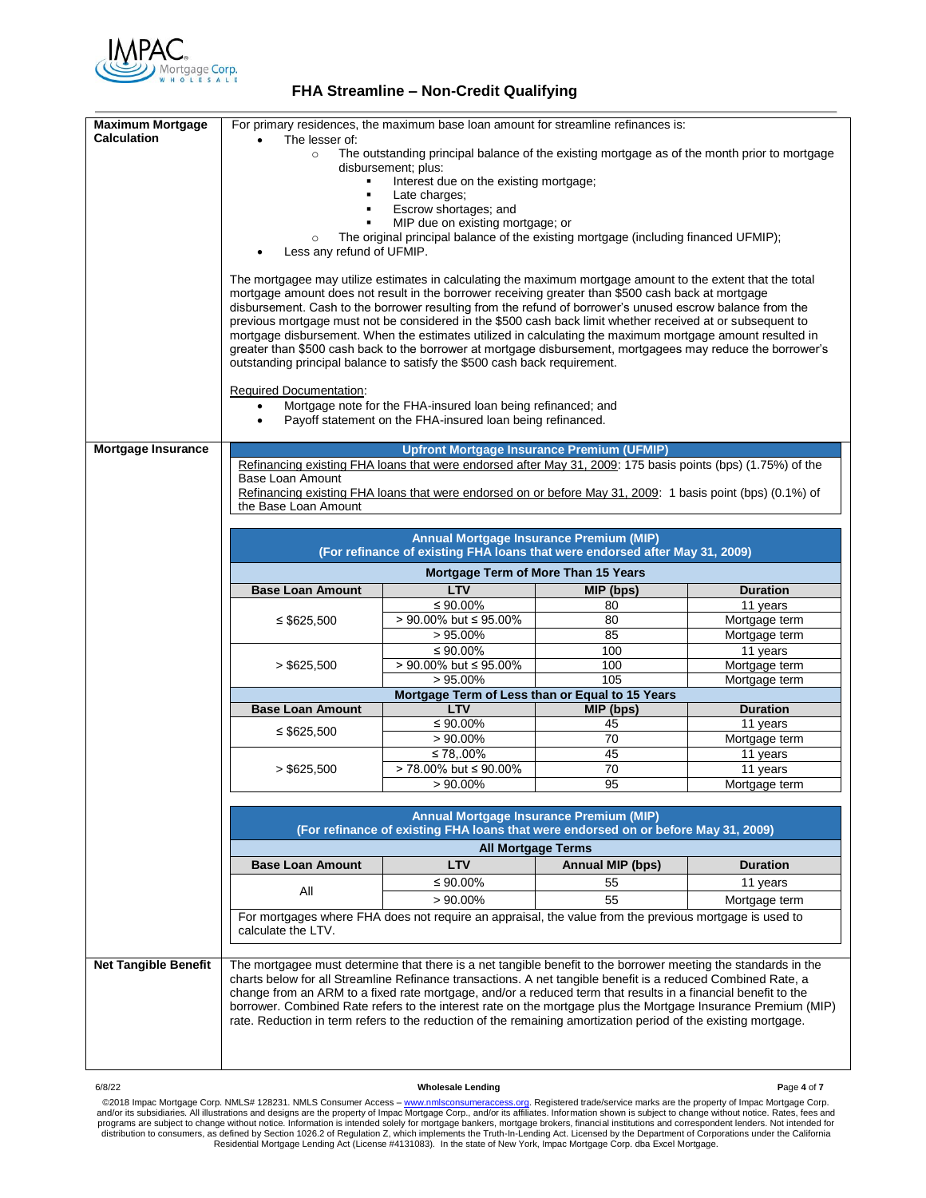# FHA Streamline – Non-Credit Qualifying

## Maximum Mortgage Calculation

For primary residences, the maximum base loan amount for streamline refinances is:

- The lesser of:
  - The outstanding principal balance of the existing mortgage as of the month prior to mortgage disbursement; plus:
    - Interest due on the existing mortgage;
    - Late charges;
    - Escrow shortages; and
    - MIP due on existing mortgage; or
  - The original principal balance of the existing mortgage (including financed UFMIP);
- Less any refund of UFMIP.

The mortgagee may utilize estimates in calculating the maximum mortgage amount to the extent that the total mortgage amount does not result in the borrower receiving greater than $500 cash back at mortgage disbursement. Cash to the borrower resulting from the refund of borrower's unused escrow balance from the previous mortgage must not be considered in the $500 cash back limit whether received at or subsequent to mortgage disbursement. When the estimates utilized in calculating the maximum mortgage amount resulted in greater than $500 cash back to the borrower at mortgage disbursement, mortgagees may reduce the borrower's outstanding principal balance to satisfy the $500 cash back requirement.

Required Documentation:

- Mortgage note for the FHA-insured loan being refinanced; and
- Payoff statement on the FHA-insured loan being refinanced.

## Mortgage Insurance

**Upfront Mortgage Insurance Premium (UFMIP)**

Refinancing existing FHA loans that were endorsed after May 31, 2009: 175 basis points (bps) (1.75%) of the Base Loan Amount

Refinancing existing FHA loans that were endorsed on or before May 31, 2009: 1 basis point (bps) (0.1%) of the Base Loan Amount

**Annual Mortgage Insurance Premium (MIP)**
**(For refinance of existing FHA loans that were endorsed after May 31, 2009)**

| Base Loan Amount | LTV | MIP (bps) | Duration |
|---|---|---|---|
| **Mortgage Term of More Than 15 Years** | | | |
| ≤ $625,500 | ≤ 90.00% | 80 | 11 years |
| | > 90.00% but ≤ 95.00% | 80 | Mortgage term |
| | > 95.00% | 85 | Mortgage term |
| > $625,500 | ≤ 90.00% | 100 | 11 years |
| | > 90.00% but ≤ 95.00% | 100 | Mortgage term |
| | > 95.00% | 105 | Mortgage term |
| **Mortgage Term of Less than or Equal to 15 Years** | | | |
| ≤ $625,500 | ≤ 90.00% | 45 | 11 years |
| | > 90.00% | 70 | Mortgage term |
| > $625,500 | ≤ 78,.00% | 45 | 11 years |
| | > 78.00% but ≤ 90.00% | 70 | 11 years |
| | > 90.00% | 95 | Mortgage term |

**Annual Mortgage Insurance Premium (MIP)**
**(For refinance of existing FHA loans that were endorsed on or before May 31, 2009)**

**All Mortgage Terms**

| Base Loan Amount | LTV | Annual MIP (bps) | Duration |
|---|---|---|---|
| All | ≤ 90.00% | 55 | 11 years |
| | > 90.00% | 55 | Mortgage term |

For mortgages where FHA does not require an appraisal, the value from the previous mortgage is used to calculate the LTV.

## Net Tangible Benefit

The mortgagee must determine that there is a net tangible benefit to the borrower meeting the standards in the charts below for all Streamline Refinance transactions. A net tangible benefit is a reduced Combined Rate, a change from an ARM to a fixed rate mortgage, and/or a reduced term that results in a financial benefit to the borrower. Combined Rate refers to the interest rate on the mortgage plus the Mortgage Insurance Premium (MIP) rate. Reduction in term refers to the reduction of the remaining amortization period of the existing mortgage.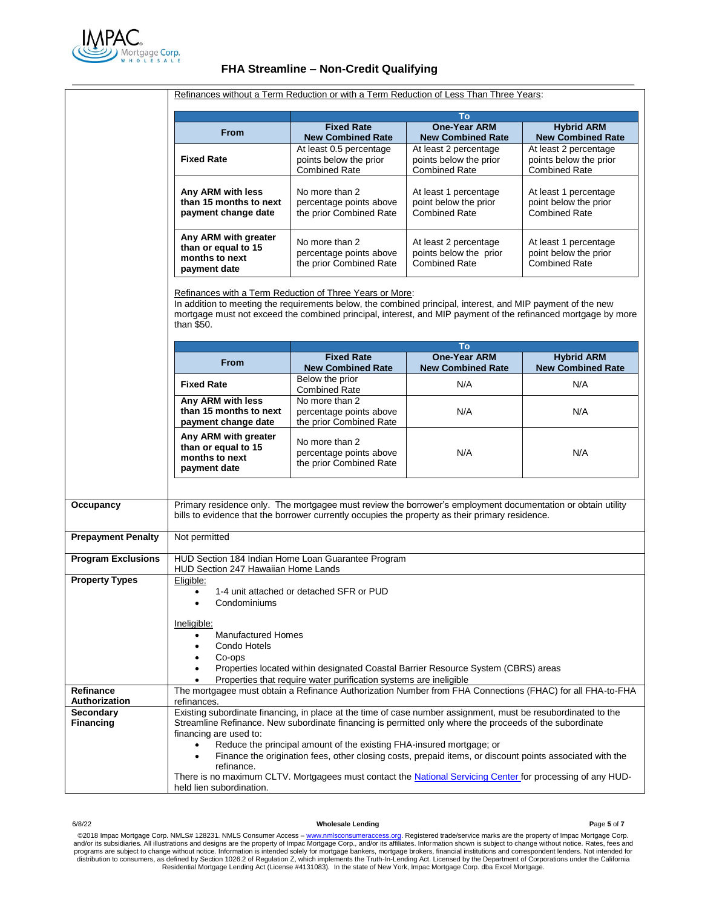# FHA Streamline – Non-Credit Qualifying

Refinances without a Term Reduction or with a Term Reduction of Less Than Three Years:

| From | To: Fixed Rate New Combined Rate | To: One-Year ARM New Combined Rate | To: Hybrid ARM New Combined Rate |
|---|---|---|---|
| **Fixed Rate** | At least 0.5 percentage points below the prior Combined Rate | At least 2 percentage points below the prior Combined Rate | At least 2 percentage points below the prior Combined Rate |
| **Any ARM with less than 15 months to next payment change date** | No more than 2 percentage points above the prior Combined Rate | At least 1 percentage point below the prior Combined Rate | At least 1 percentage point below the prior Combined Rate |
| **Any ARM with greater than or equal to 15 months to next payment date** | No more than 2 percentage points above the prior Combined Rate | At least 2 percentage points below the prior Combined Rate | At least 1 percentage point below the prior Combined Rate |

Refinances with a Term Reduction of Three Years or More:
In addition to meeting the requirements below, the combined principal, interest, and MIP payment of the new mortgage must not exceed the combined principal, interest, and MIP payment of the refinanced mortgage by more than $50.

| From | To: Fixed Rate New Combined Rate | To: One-Year ARM New Combined Rate | To: Hybrid ARM New Combined Rate |
|---|---|---|---|
| **Fixed Rate** | Below the prior Combined Rate | N/A | N/A |
| **Any ARM with less than 15 months to next payment change date** | No more than 2 percentage points above the prior Combined Rate | N/A | N/A |
| **Any ARM with greater than or equal to 15 months to next payment date** | No more than 2 percentage points above the prior Combined Rate | N/A | N/A |

| | |
|---|---|
| **Occupancy** | Primary residence only. The mortgagee must review the borrower's employment documentation or obtain utility bills to evidence that the borrower currently occupies the property as their primary residence. |
| **Prepayment Penalty** | Not permitted |
| **Program Exclusions** | HUD Section 184 Indian Home Loan Guarantee Program<br>HUD Section 247 Hawaiian Home Lands |
| **Property Types** | Eligible:<br>• 1-4 unit attached or detached SFR or PUD<br>• Condominiums<br><br>Ineligible:<br>• Manufactured Homes<br>• Condo Hotels<br>• Co-ops<br>• Properties located within designated Coastal Barrier Resource System (CBRS) areas<br>• Properties that require water purification systems are ineligible |
| **Refinance Authorization** | The mortgagee must obtain a Refinance Authorization Number from FHA Connections (FHAC) for all FHA-to-FHA refinances. |
| **Secondary Financing** | Existing subordinate financing, in place at the time of case number assignment, must be resubordinated to the Streamline Refinance. New subordinate financing is permitted only where the proceeds of the subordinate financing are used to:<br>• Reduce the principal amount of the existing FHA-insured mortgage; or<br>• Finance the origination fees, other closing costs, prepaid items, or discount points associated with the refinance.<br>There is no maximum CLTV. Mortgagees must contact the National Servicing Center for processing of any HUD-held lien subordination. |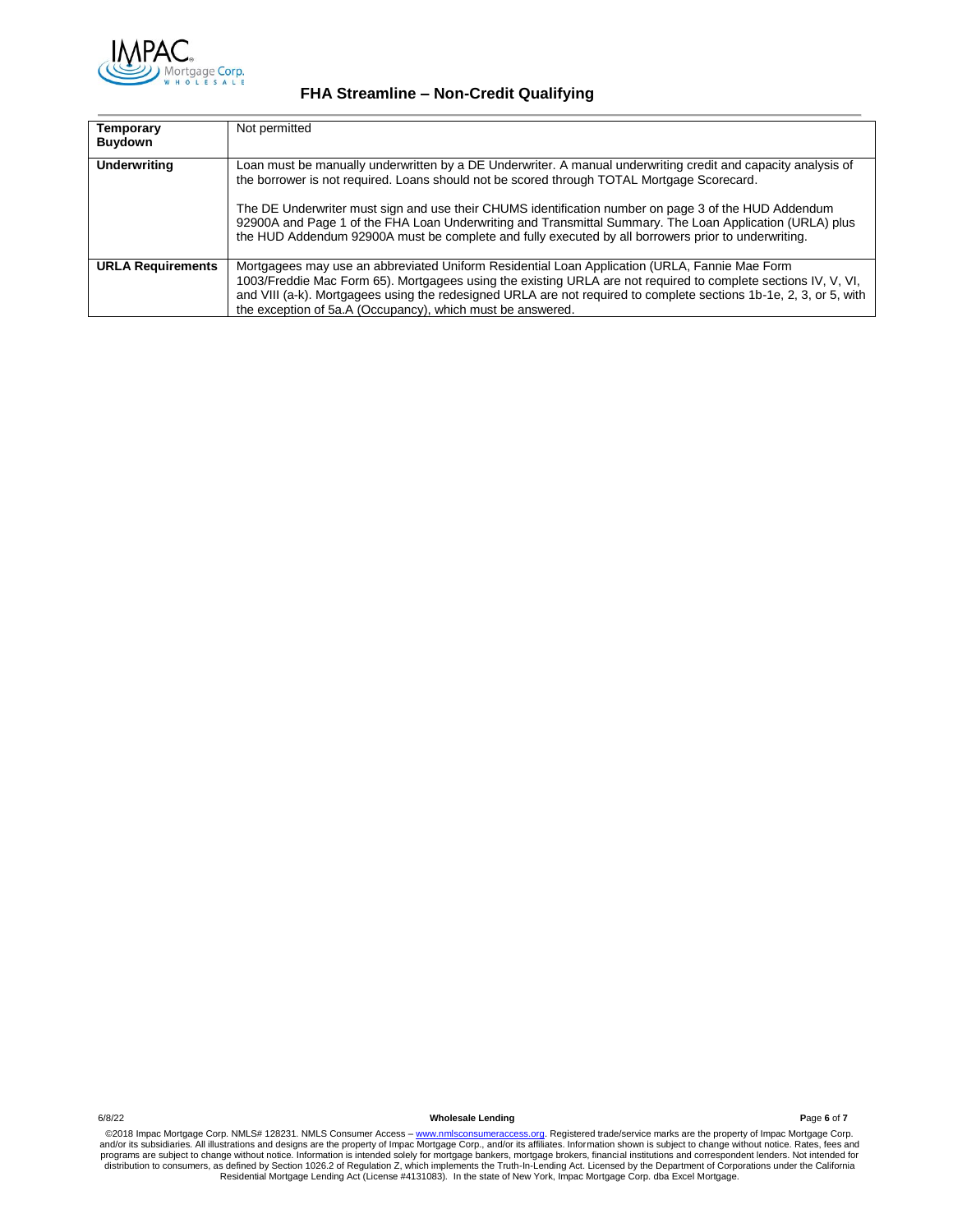| | |
|---|---|
| **Temporary Buydown** | Not permitted |
| **Underwriting** | Loan must be manually underwritten by a DE Underwriter. A manual underwriting credit and capacity analysis of the borrower is not required. Loans should not be scored through TOTAL Mortgage Scorecard.<br><br>The DE Underwriter must sign and use their CHUMS identification number on page 3 of the HUD Addendum 92900A and Page 1 of the FHA Loan Underwriting and Transmittal Summary. The Loan Application (URLA) plus the HUD Addendum 92900A must be complete and fully executed by all borrowers prior to underwriting. |
| **URLA Requirements** | Mortgagees may use an abbreviated Uniform Residential Loan Application (URLA, Fannie Mae Form 1003/Freddie Mac Form 65). Mortgagees using the existing URLA are not required to complete sections IV, V, VI, and VIII (a-k). Mortgagees using the redesigned URLA are not required to complete sections 1b-1e, 2, 3, or 5, with the exception of 5a.A (Occupancy), which must be answered. |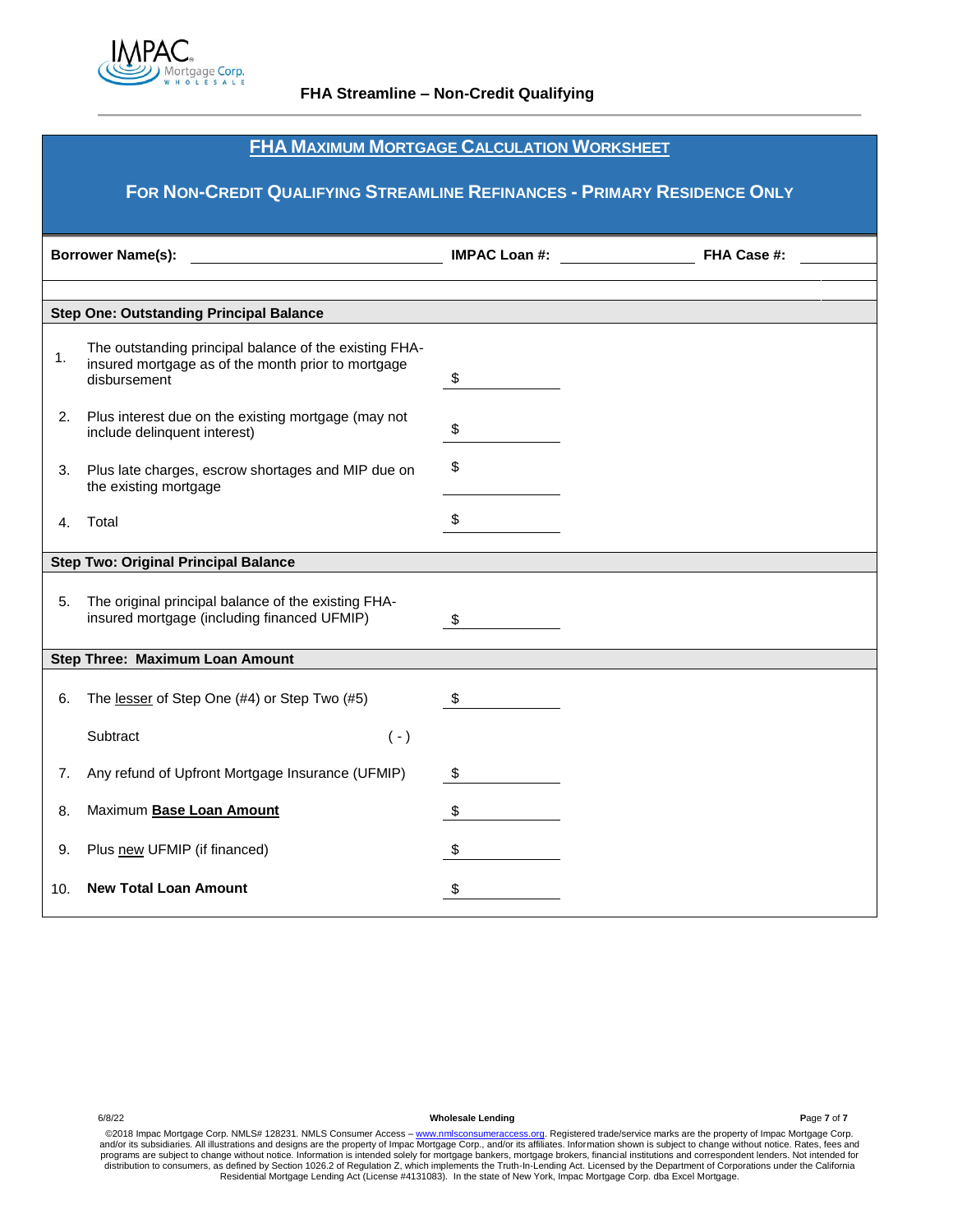## FHA MAXIMUM MORTGAGE CALCULATION WORKSHEET

### FOR NON-CREDIT QUALIFYING STREAMLINE REFINANCES - PRIMARY RESIDENCE ONLY

**Borrower Name(s):** ______________________ **IMPAC Loan #:** ______________ **FHA Case #:** ________

### Step One: Outstanding Principal Balance

| | | |
|---|---|---|
| 1. | The outstanding principal balance of the existing FHA-insured mortgage as of the month prior to mortgage disbursement | $ |
| 2. | Plus interest due on the existing mortgage (may not include delinquent interest) | $ |
| 3. | Plus late charges, escrow shortages and MIP due on the existing mortgage | $ |
| 4. | Total | $ |

### Step Two: Original Principal Balance

| | | |
|---|---|---|
| 5. | The original principal balance of the existing FHA-insured mortgage (including financed UFMIP) | $ |

### Step Three: Maximum Loan Amount

| | | |
|---|---|---|
| 6. | The lesser of Step One (#4) or Step Two (#5) | $ |
| | Subtract ( - ) | |
| 7. | Any refund of Upfront Mortgage Insurance (UFMIP) | $ |
| 8. | Maximum **Base Loan Amount** | $ |
| 9. | Plus new UFMIP (if financed) | $ |
| 10. | **New Total Loan Amount** | $ |